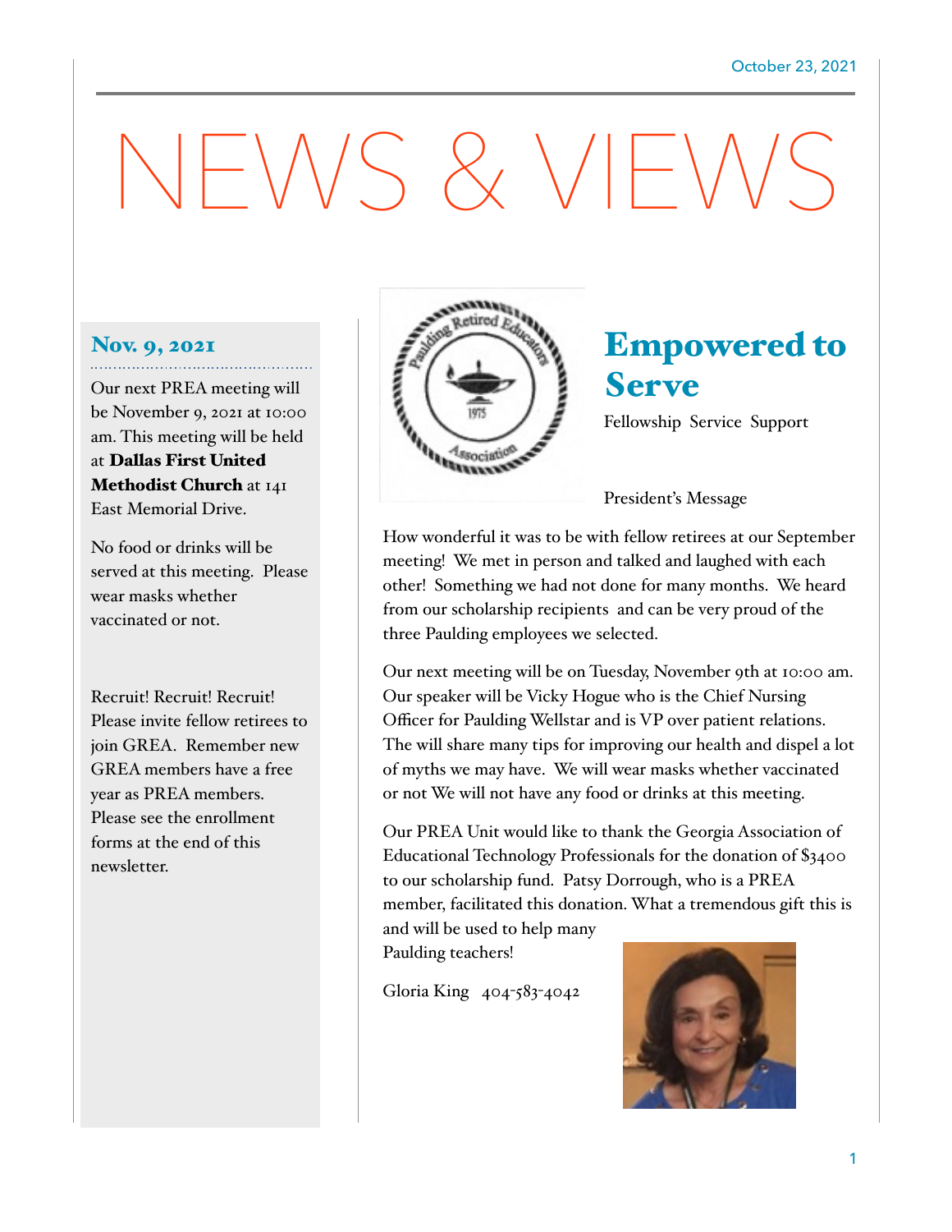October 23, 2021

# NEWS & VIEWS

## Nov. 9, 2021

Our next PREA meeting will be November 9, 2021 at 10:00 am. This meeting will be held at **Dallas First United Methodist Church** at 141 East Memorial Drive.

No food or drinks will be served at this meeting. Please wear masks whether vaccinated or not.

Recruit! Recruit! Recruit! Please invite fellow retirees to join GREA. Remember new GREA members have a free year as PREA members. Please see the enrollment forms at the end of this newsletter.

## Empowered to Serve

Fellowship Service Support

President's Message

How wonderful it was to be with fellow retirees at our September meeting! We met in person and talked and laughed with each other! Something we had not done for many months. We heard from our scholarship recipients and can be very proud of the three Paulding employees we selected.

Our next meeting will be on Tuesday, November 9th at 10:00 am. Our speaker will be Vicky Hogue who is the Chief Nursing Officer for Paulding Wellstar and is VP over patient relations. The will share many tips for improving our health and dispel a lot of myths we may have. We will wear masks whether vaccinated or not We will not have any food or drinks at this meeting.

Our PREA Unit would like to thank the Georgia Association of Educational Technology Professionals for the donation of $3400 to our scholarship fund. Patsy Dorrough, who is a PREA member, facilitated this donation. What a tremendous gift this is and will be used to help many Paulding teachers!

Gloria King 404-583-4042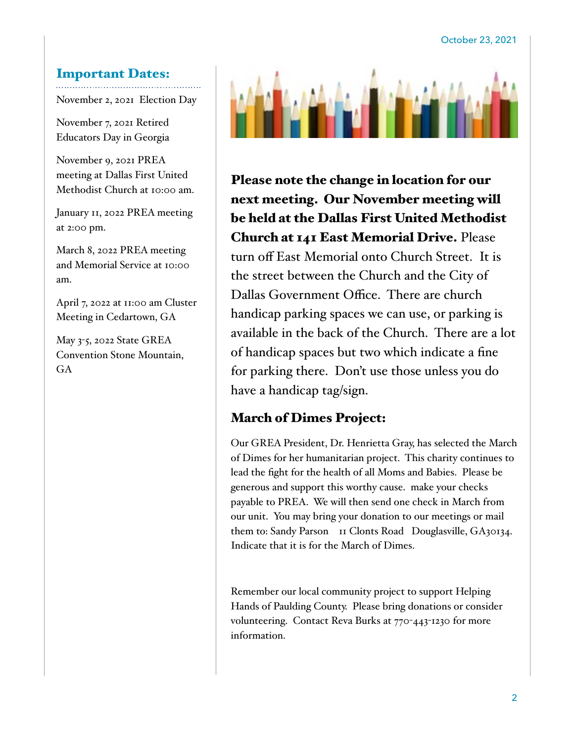October 23, 2021

## Important Dates:

November 2, 2021 Election Day

November 7, 2021 Retired Educators Day in Georgia

November 9, 2021 PREA meeting at Dallas First United Methodist Church at 10:00 am.

January 11, 2022 PREA meeting at 2:00 pm.

March 8, 2022 PREA meeting and Memorial Service at 10:00 am.

April 7, 2022 at 11:00 am Cluster Meeting in Cedartown, GA

May 3-5, 2022 State GREA Convention Stone Mountain, GA

**Please note the change in location for our next meeting. Our November meeting will be held at the Dallas First United Methodist Church at 141 East Memorial Drive.** Please turn off East Memorial onto Church Street. It is the street between the Church and the City of Dallas Government Office. There are church handicap parking spaces we can use, or parking is available in the back of the Church. There are a lot of handicap spaces but two which indicate a fine for parking there. Don't use those unless you do have a handicap tag/sign.

## March of Dimes Project:

Our GREA President, Dr. Henrietta Gray, has selected the March of Dimes for her humanitarian project. This charity continues to lead the fight for the health of all Moms and Babies. Please be generous and support this worthy cause. make your checks payable to PREA. We will then send one check in March from our unit. You may bring your donation to our meetings or mail them to: Sandy Parson 11 Clonts Road Douglasville, GA30134. Indicate that it is for the March of Dimes.

Remember our local community project to support Helping Hands of Paulding County. Please bring donations or consider volunteering. Contact Reva Burks at 770-443-1230 for more information.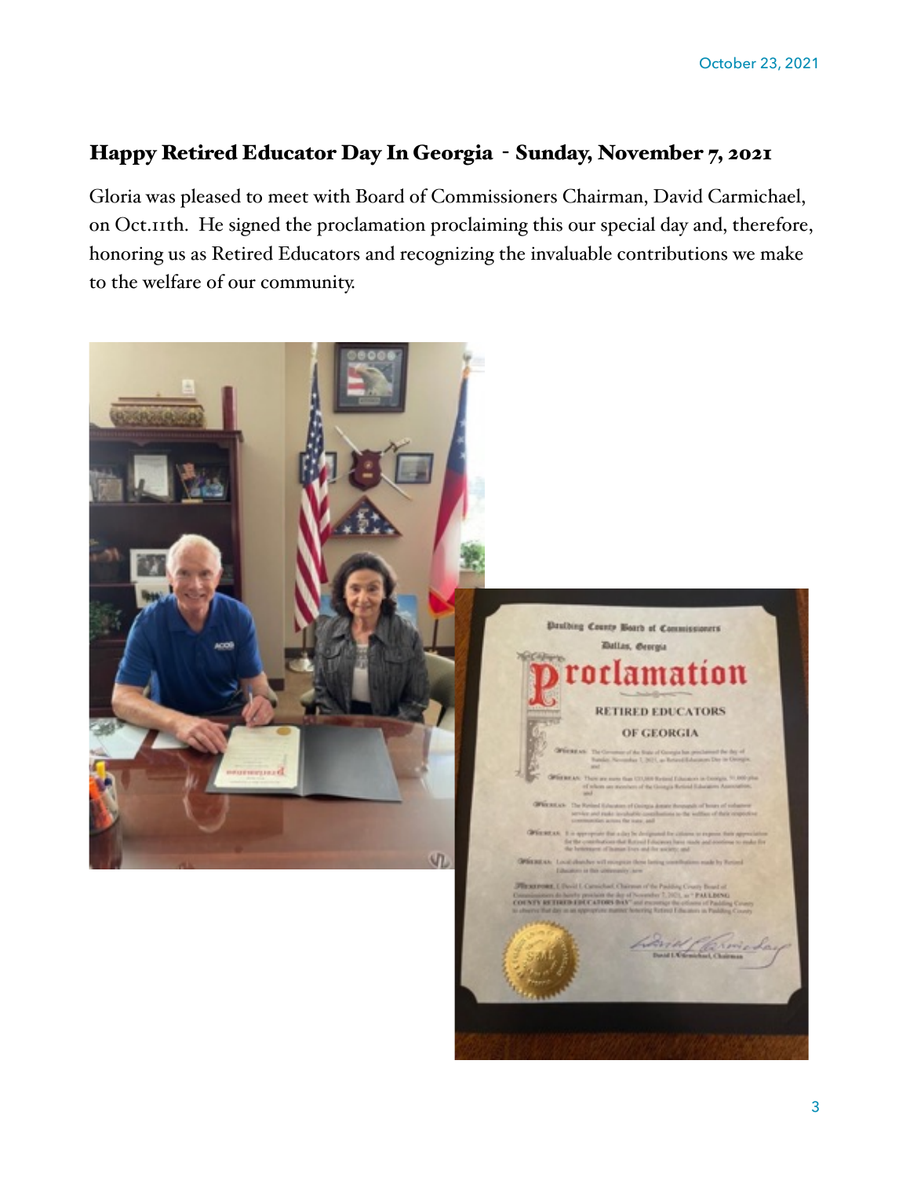## Happy Retired Educator Day In Georgia - Sunday, November 7, 2021

Gloria was pleased to meet with Board of Commissioners Chairman, David Carmichael, on Oct.11th. He signed the proclamation proclaiming this our special day and, therefore, honoring us as Retired Educators and recognizing the invaluable contributions we make to the welfare of our community.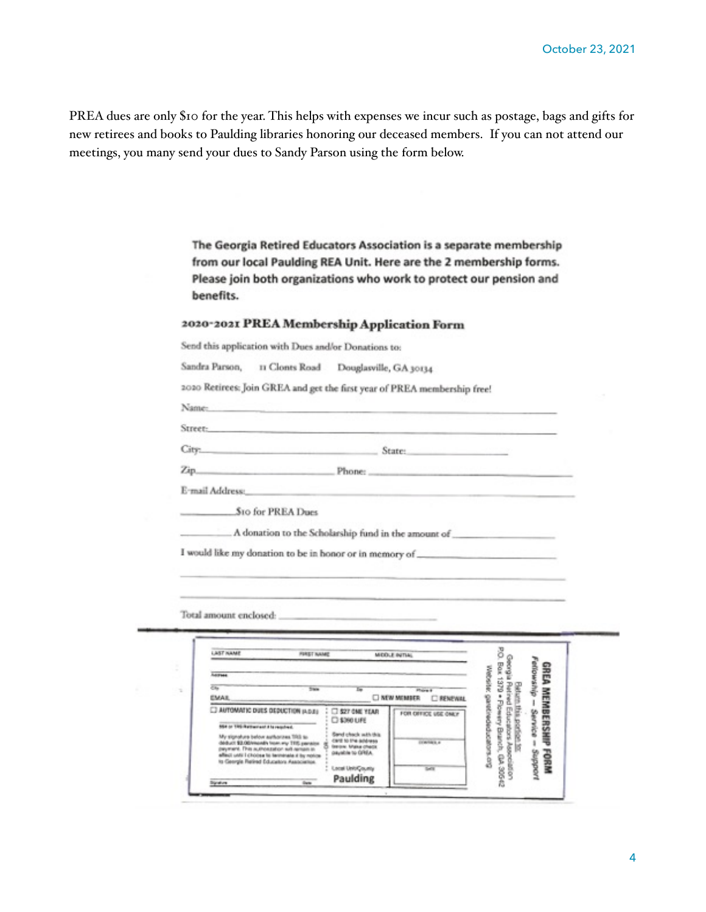PREA dues are only $10 for the year. This helps with expenses we incur such as postage, bags and gifts for new retirees and books to Paulding libraries honoring our deceased members. If you can not attend our meetings, you many send your dues to Sandy Parson using the form below.

**The Georgia Retired Educators Association is a separate membership from our local Paulding REA Unit. Here are the 2 membership forms. Please join both organizations who work to protect our pension and benefits.**

## 2020-2021 PREA Membership Application Form

Send this application with Dues and/or Donations to:

Sandra Parson, 11 Clonts Road Douglasville, GA 30134

2020 Retirees: Join GREA and get the first year of PREA membership free!

Name: ______________________________

Street: ______________________________

City: ____________________ State: ____________

Zip ____________________ Phone: ____________________

E-mail Address: ______________________________

________ $10 for PREA Dues

________ A donation to the Scholarship fund in the amount of ____________

I would like my donation to be in honor or in memory of ____________________

Total amount enclosed: ____________________

## GREA MEMBERSHIP FORM

*Fellowship — Service — Support*

Return this portion to:
Georgia Retired Educators Association
P.O. Box 1379 • Flowery Branch, GA 30542
Website: gaetirededucators.org

LAST NAME ____________ FIRST NAME ____________ MIDDLE INITIAL ____________

Address ______________________________

City ____________ State ____________ Zip ____________ Phone # ____________

EMAIL ____________ ☐ NEW MEMBER ☐ RENEWAL

☐ AUTOMATIC DUES DEDUCTION (A.D.D.)

SS# or TRS Retirement # is required.

My signature below authorizes TRS to deduct $3.00/month from my TRS pension payment. This authorization will remain in effect until I choose to terminate it by notice to Georgia Retired Educators Association.

Signature ____________ Date ____________

☐ $27 ONE YEAR
☐ $360 LIFE

Send check with this card to the address below. Make check payable to GREA.

Local Unit/County: Paulding

FOR OFFICE USE ONLY
CONTROL # ____________
DATE ____________